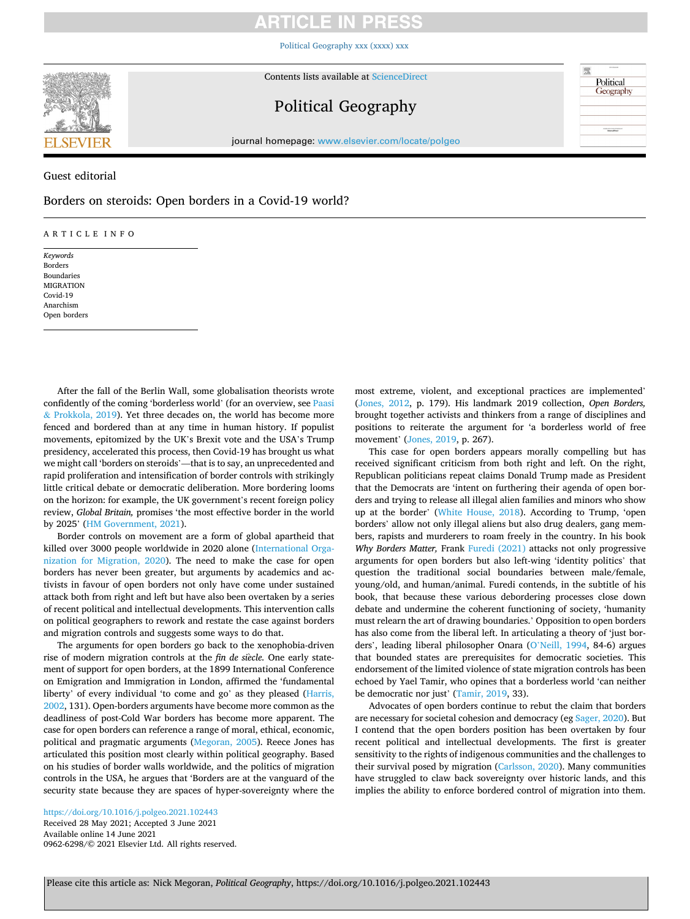Guest editorial

# Borders on steroids: Open borders in a Covid-19 world?

ARTICLE INFO

*Keywords*
Borders
Boundaries
MIGRATION
Covid-19
Anarchism
Open borders

After the fall of the Berlin Wall, some globalisation theorists wrote confidently of the coming 'borderless world' (for an overview, see Paasi & Prokkola, 2019). Yet three decades on, the world has become more fenced and bordered than at any time in human history. If populist movements, epitomized by the UK's Brexit vote and the USA's Trump presidency, accelerated this process, then Covid-19 has brought us what we might call 'borders on steroids'—that is to say, an unprecedented and rapid proliferation and intensification of border controls with strikingly little critical debate or democratic deliberation. More bordering looms on the horizon: for example, the UK government's recent foreign policy review, *Global Britain,* promises 'the most effective border in the world by 2025' (HM Government, 2021).

Border controls on movement are a form of global apartheid that killed over 3000 people worldwide in 2020 alone (International Organization for Migration, 2020). The need to make the case for open borders has never been greater, but arguments by academics and activists in favour of open borders not only have come under sustained attack both from right and left but have also been overtaken by a series of recent political and intellectual developments. This intervention calls on political geographers to rework and restate the case against borders and migration controls and suggests some ways to do that.

The arguments for open borders go back to the xenophobia-driven rise of modern migration controls at the *fin de siècle.* One early statement of support for open borders, at the 1899 International Conference on Emigration and Immigration in London, affirmed the 'fundamental liberty' of every individual 'to come and go' as they pleased (Harris, 2002, 131). Open-borders arguments have become more common as the deadliness of post-Cold War borders has become more apparent. The case for open borders can reference a range of moral, ethical, economic, political and pragmatic arguments (Megoran, 2005). Reece Jones has articulated this position most clearly within political geography. Based on his studies of border walls worldwide, and the politics of migration controls in the USA, he argues that 'Borders are at the vanguard of the security state because they are spaces of hyper-sovereignty where the most extreme, violent, and exceptional practices are implemented' (Jones, 2012, p. 179). His landmark 2019 collection, *Open Borders,* brought together activists and thinkers from a range of disciplines and positions to reiterate the argument for 'a borderless world of free movement' (Jones, 2019, p. 267).

This case for open borders appears morally compelling but has received significant criticism from both right and left. On the right, Republican politicians repeat claims Donald Trump made as President that the Democrats are 'intent on furthering their agenda of open borders and trying to release all illegal alien families and minors who show up at the border' (White House, 2018). According to Trump, 'open borders' allow not only illegal aliens but also drug dealers, gang members, rapists and murderers to roam freely in the country. In his book *Why Borders Matter,* Frank Furedi (2021) attacks not only progressive arguments for open borders but also left-wing 'identity politics' that question the traditional social boundaries between male/female, young/old, and human/animal. Furedi contends, in the subtitle of his book, that because these various debordering processes close down debate and undermine the coherent functioning of society, 'humanity must relearn the art of drawing boundaries.' Opposition to open borders has also come from the liberal left. In articulating a theory of 'just borders', leading liberal philosopher Onara (O'Neill, 1994, 84-6) argues that bounded states are prerequisites for democratic societies. This endorsement of the limited violence of state migration controls has been echoed by Yael Tamir, who opines that a borderless world 'can neither be democratic nor just' (Tamir, 2019, 33).

Advocates of open borders continue to rebut the claim that borders are necessary for societal cohesion and democracy (eg Sager, 2020). But I contend that the open borders position has been overtaken by four recent political and intellectual developments. The first is greater sensitivity to the rights of indigenous communities and the challenges to their survival posed by migration (Carlsson, 2020). Many communities have struggled to claw back sovereignty over historic lands, and this implies the ability to enforce bordered control of migration into them.

https://doi.org/10.1016/j.polgeo.2021.102443
Received 28 May 2021; Accepted 3 June 2021
Available online 14 June 2021
0962-6298/© 2021 Elsevier Ltd. All rights reserved.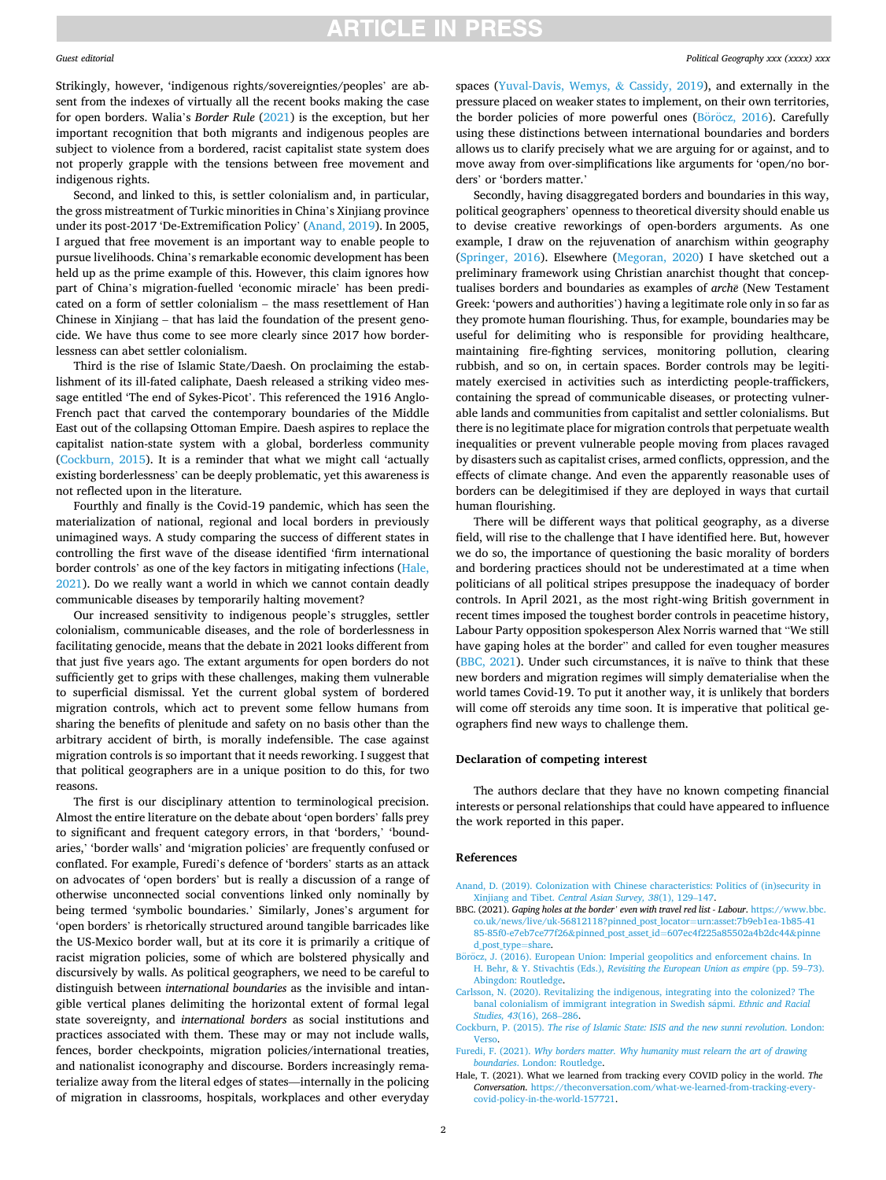Strikingly, however, 'indigenous rights/sovereignties/peoples' are absent from the indexes of virtually all the recent books making the case for open borders. Walia's *Border Rule* (2021) is the exception, but her important recognition that both migrants and indigenous peoples are subject to violence from a bordered, racist capitalist state system does not properly grapple with the tensions between free movement and indigenous rights.

Second, and linked to this, is settler colonialism and, in particular, the gross mistreatment of Turkic minorities in China's Xinjiang province under its post-2017 'De-Extremification Policy' (Anand, 2019). In 2005, I argued that free movement is an important way to enable people to pursue livelihoods. China's remarkable economic development has been held up as the prime example of this. However, this claim ignores how part of China's migration-fuelled 'economic miracle' has been predicated on a form of settler colonialism – the mass resettlement of Han Chinese in Xinjiang – that has laid the foundation of the present genocide. We have thus come to see more clearly since 2017 how borderlessness can abet settler colonialism.

Third is the rise of Islamic State/Daesh. On proclaiming the establishment of its ill-fated caliphate, Daesh released a striking video message entitled 'The end of Sykes-Picot'. This referenced the 1916 Anglo-French pact that carved the contemporary boundaries of the Middle East out of the collapsing Ottoman Empire. Daesh aspires to replace the capitalist nation-state system with a global, borderless community (Cockburn, 2015). It is a reminder that what we might call 'actually existing borderlessness' can be deeply problematic, yet this awareness is not reflected upon in the literature.

Fourthly and finally is the Covid-19 pandemic, which has seen the materialization of national, regional and local borders in previously unimagined ways. A study comparing the success of different states in controlling the first wave of the disease identified 'firm international border controls' as one of the key factors in mitigating infections (Hale, 2021). Do we really want a world in which we cannot contain deadly communicable diseases by temporarily halting movement?

Our increased sensitivity to indigenous people's struggles, settler colonialism, communicable diseases, and the role of borderlessness in facilitating genocide, means that the debate in 2021 looks different from that just five years ago. The extant arguments for open borders do not sufficiently get to grips with these challenges, making them vulnerable to superficial dismissal. Yet the current global system of bordered migration controls, which act to prevent some fellow humans from sharing the benefits of plenitude and safety on no basis other than the arbitrary accident of birth, is morally indefensible. The case against migration controls is so important that it needs reworking. I suggest that that political geographers are in a unique position to do this, for two reasons.

The first is our disciplinary attention to terminological precision. Almost the entire literature on the debate about 'open borders' falls prey to significant and frequent category errors, in that 'borders,' 'boundaries,' 'border walls' and 'migration policies' are frequently confused or conflated. For example, Furedi's defence of 'borders' starts as an attack on advocates of 'open borders' but is really a discussion of a range of otherwise unconnected social conventions linked only nominally by being termed 'symbolic boundaries.' Similarly, Jones's argument for 'open borders' is rhetorically structured around tangible barricades like the US-Mexico border wall, but at its core it is primarily a critique of racist migration policies, some of which are bolstered physically and discursively by walls. As political geographers, we need to be careful to distinguish between *international boundaries* as the invisible and intangible vertical planes delimiting the horizontal extent of formal legal state sovereignty, and *international borders* as social institutions and practices associated with them. These may or may not include walls, fences, border checkpoints, migration policies/international treaties, and nationalist iconography and discourse. Borders increasingly rematerialize away from the literal edges of states—internally in the policing of migration in classrooms, hospitals, workplaces and other everyday spaces (Yuval-Davis, Wemys, & Cassidy, 2019), and externally in the pressure placed on weaker states to implement, on their own territories, the border policies of more powerful ones (Böröcz, 2016). Carefully using these distinctions between international boundaries and borders allows us to clarify precisely what we are arguing for or against, and to move away from over-simplifications like arguments for 'open/no borders' or 'borders matter.'

Secondly, having disaggregated borders and boundaries in this way, political geographers' openness to theoretical diversity should enable us to devise creative reworkings of open-borders arguments. As one example, I draw on the rejuvenation of anarchism within geography (Springer, 2016). Elsewhere (Megoran, 2020) I have sketched out a preliminary framework using Christian anarchist thought that conceptualises borders and boundaries as examples of *archē* (New Testament Greek: 'powers and authorities') having a legitimate role only in so far as they promote human flourishing. Thus, for example, boundaries may be useful for delimiting who is responsible for providing healthcare, maintaining fire-fighting services, monitoring pollution, clearing rubbish, and so on, in certain spaces. Border controls may be legitimately exercised in activities such as interdicting people-traffickers, containing the spread of communicable diseases, or protecting vulnerable lands and communities from capitalist and settler colonialisms. But there is no legitimate place for migration controls that perpetuate wealth inequalities or prevent vulnerable people moving from places ravaged by disasters such as capitalist crises, armed conflicts, oppression, and the effects of climate change. And even the apparently reasonable uses of borders can be delegitimised if they are deployed in ways that curtail human flourishing.

There will be different ways that political geography, as a diverse field, will rise to the challenge that I have identified here. But, however we do so, the importance of questioning the basic morality of borders and bordering practices should not be underestimated at a time when politicians of all political stripes presuppose the inadequacy of border controls. In April 2021, as the most right-wing British government in recent times imposed the toughest border controls in peacetime history, Labour Party opposition spokesperson Alex Norris warned that "We still have gaping holes at the border" and called for even tougher measures (BBC, 2021). Under such circumstances, it is naïve to think that these new borders and migration regimes will simply dematerialise when the world tames Covid-19. To put it another way, it is unlikely that borders will come off steroids any time soon. It is imperative that political geographers find new ways to challenge them.

## Declaration of competing interest

The authors declare that they have no known competing financial interests or personal relationships that could have appeared to influence the work reported in this paper.

## References

Anand, D. (2019). Colonization with Chinese characteristics: Politics of (in)security in Xinjiang and Tibet. *Central Asian Survey, 38*(1), 129–147.

BBC. (2021). *Gaping holes at the border' even with travel red list - Labour*. https://www.bbc.co.uk/news/live/uk-56812118?pinned_post_locator=urn:asset:7b9eb1ea-1b85-4185-85f0-e7eb7ce77f26&pinned_post_asset_id=607ec4f225a85502a4b2dc44&pinned_post_type=share.

Böröcz, J. (2016). European Union: Imperial geopolitics and enforcement chains. In H. Behr, & Y. Stivachtis (Eds.), *Revisiting the European Union as empire* (pp. 59–73). Abingdon: Routledge.

Carlsson, N. (2020). Revitalizing the indigenous, integrating into the colonized? The banal colonialism of immigrant integration in Swedish sápmi. *Ethnic and Racial Studies, 43*(16), 268–286.

Cockburn, P. (2015). *The rise of Islamic State: ISIS and the new sunni revolution*. London: Verso.

Furedi, F. (2021). *Why borders matter. Why humanity must relearn the art of drawing boundaries*. London: Routledge.

Hale, T. (2021). What we learned from tracking every COVID policy in the world. *The Conversation*. https://theconversation.com/what-we-learned-from-tracking-every-covid-policy-in-the-world-157721.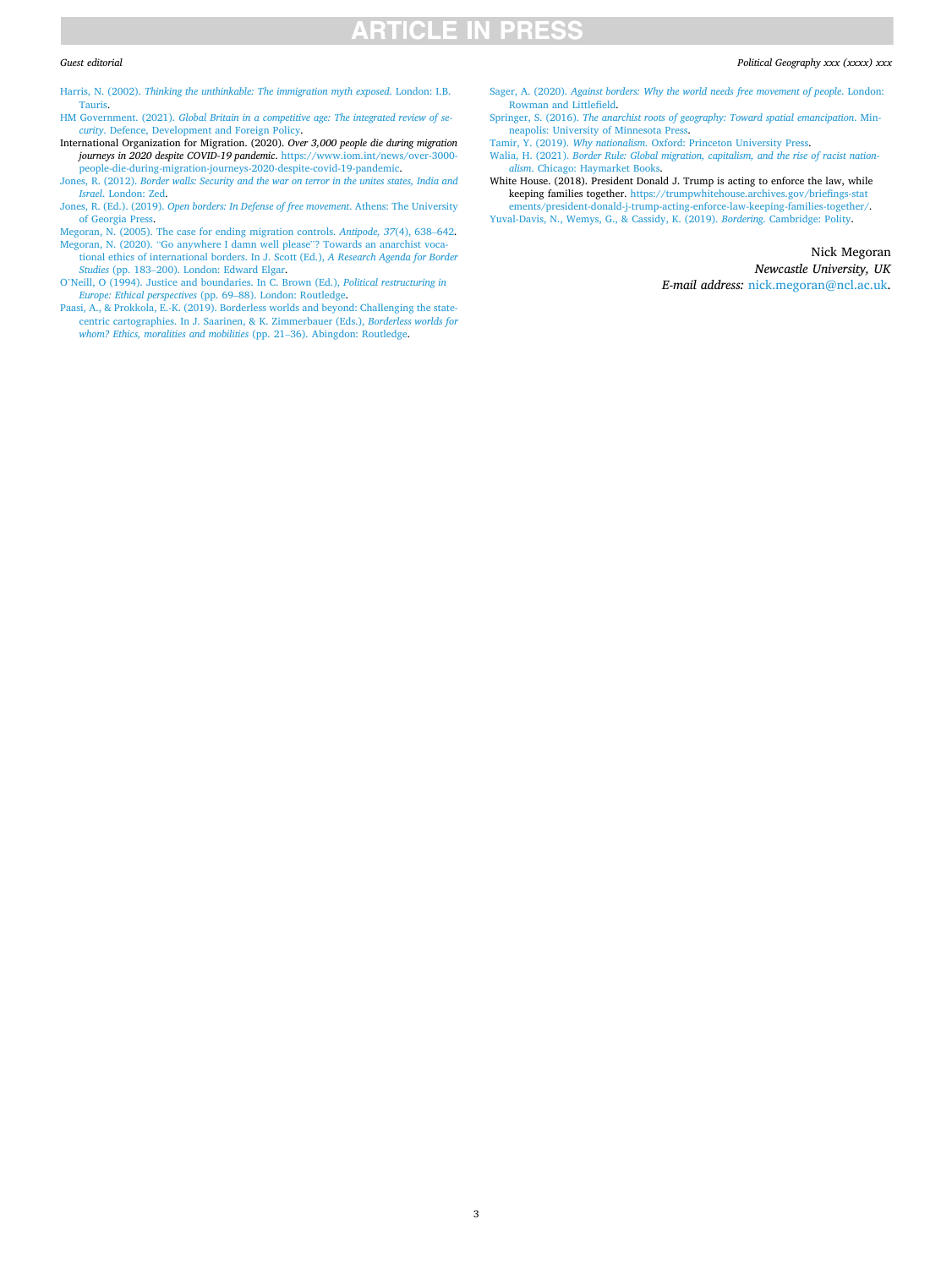Harris, N. (2002). *Thinking the unthinkable: The immigration myth exposed*. London: I.B. Tauris.

HM Government. (2021). *Global Britain in a competitive age: The integrated review of security*. Defence, Development and Foreign Policy.

International Organization for Migration. (2020). *Over 3,000 people die during migration journeys in 2020 despite COVID-19 pandemic*. https://www.iom.int/news/over-3000-people-die-during-migration-journeys-2020-despite-covid-19-pandemic.

Jones, R. (2012). *Border walls: Security and the war on terror in the unites states, India and Israel*. London: Zed.

Jones, R. (Ed.). (2019). *Open borders: In Defense of free movement*. Athens: The University of Georgia Press.

Megoran, N. (2005). The case for ending migration controls. *Antipode, 37*(4), 638–642.

Megoran, N. (2020). "Go anywhere I damn well please"? Towards an anarchist vocational ethics of international borders. In J. Scott (Ed.), *A Research Agenda for Border Studies* (pp. 183–200). London: Edward Elgar.

O'Neill, O (1994). Justice and boundaries. In C. Brown (Ed.), *Political restructuring in Europe: Ethical perspectives* (pp. 69–88). London: Routledge.

Paasi, A., & Prokkola, E.-K. (2019). Borderless worlds and beyond: Challenging the state-centric cartographies. In J. Saarinen, & K. Zimmerbauer (Eds.), *Borderless worlds for whom? Ethics, moralities and mobilities* (pp. 21–36). Abingdon: Routledge.

Sager, A. (2020). *Against borders: Why the world needs free movement of people*. London: Rowman and Littlefield.

Springer, S. (2016). *The anarchist roots of geography: Toward spatial emancipation*. Minneapolis: University of Minnesota Press.

Tamir, Y. (2019). *Why nationalism*. Oxford: Princeton University Press.

Walia, H. (2021). *Border Rule: Global migration, capitalism, and the rise of racist nationalism*. Chicago: Haymarket Books.

White House. (2018). President Donald J. Trump is acting to enforce the law, while keeping families together. https://trumpwhitehouse.archives.gov/briefings-statements/president-donald-j-trump-acting-enforce-law-keeping-families-together/.

Yuval-Davis, N., Wemys, G., & Cassidy, K. (2019). *Bordering*. Cambridge: Polity.

Nick Megoran
*Newcastle University, UK*
*E-mail address:* nick.megoran@ncl.ac.uk.